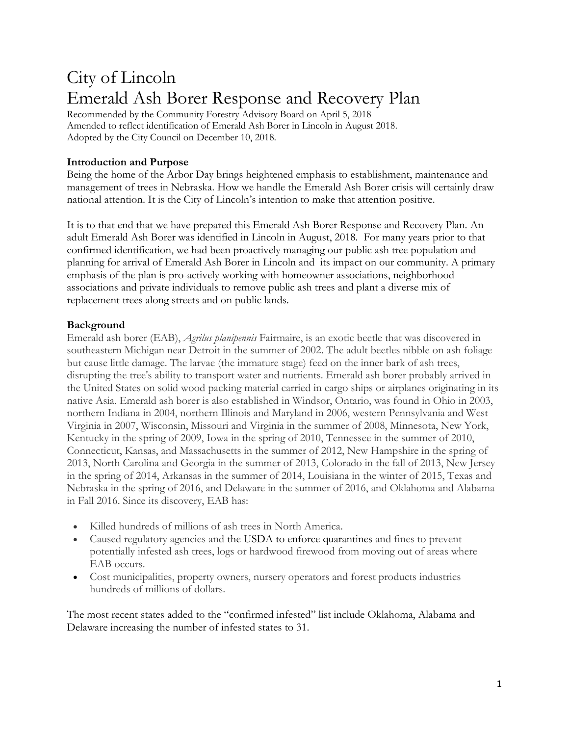# City of Lincoln
# Emerald Ash Borer Response and Recovery Plan

Recommended by the Community Forestry Advisory Board on April 5, 2018
Amended to reflect identification of Emerald Ash Borer in Lincoln in August 2018.
Adopted by the City Council on December 10, 2018.

**Introduction and Purpose**

Being the home of the Arbor Day brings heightened emphasis to establishment, maintenance and management of trees in Nebraska. How we handle the Emerald Ash Borer crisis will certainly draw national attention. It is the City of Lincoln's intention to make that attention positive.

It is to that end that we have prepared this Emerald Ash Borer Response and Recovery Plan. An adult Emerald Ash Borer was identified in Lincoln in August, 2018. For many years prior to that confirmed identification, we had been proactively managing our public ash tree population and planning for arrival of Emerald Ash Borer in Lincoln and its impact on our community. A primary emphasis of the plan is pro-actively working with homeowner associations, neighborhood associations and private individuals to remove public ash trees and plant a diverse mix of replacement trees along streets and on public lands.

**Background**

Emerald ash borer (EAB), *Agrilus planipennis* Fairmaire, is an exotic beetle that was discovered in southeastern Michigan near Detroit in the summer of 2002. The adult beetles nibble on ash foliage but cause little damage. The larvae (the immature stage) feed on the inner bark of ash trees, disrupting the tree's ability to transport water and nutrients. Emerald ash borer probably arrived in the United States on solid wood packing material carried in cargo ships or airplanes originating in its native Asia. Emerald ash borer is also established in Windsor, Ontario, was found in Ohio in 2003, northern Indiana in 2004, northern Illinois and Maryland in 2006, western Pennsylvania and West Virginia in 2007, Wisconsin, Missouri and Virginia in the summer of 2008, Minnesota, New York, Kentucky in the spring of 2009, Iowa in the spring of 2010, Tennessee in the summer of 2010, Connecticut, Kansas, and Massachusetts in the summer of 2012, New Hampshire in the spring of 2013, North Carolina and Georgia in the summer of 2013, Colorado in the fall of 2013, New Jersey in the spring of 2014, Arkansas in the summer of 2014, Louisiana in the winter of 2015, Texas and Nebraska in the spring of 2016, and Delaware in the summer of 2016, and Oklahoma and Alabama in Fall 2016. Since its discovery, EAB has:

- Killed hundreds of millions of ash trees in North America.
- Caused regulatory agencies and the USDA to enforce quarantines and fines to prevent potentially infested ash trees, logs or hardwood firewood from moving out of areas where EAB occurs.
- Cost municipalities, property owners, nursery operators and forest products industries hundreds of millions of dollars.

The most recent states added to the "confirmed infested" list include Oklahoma, Alabama and Delaware increasing the number of infested states to 31.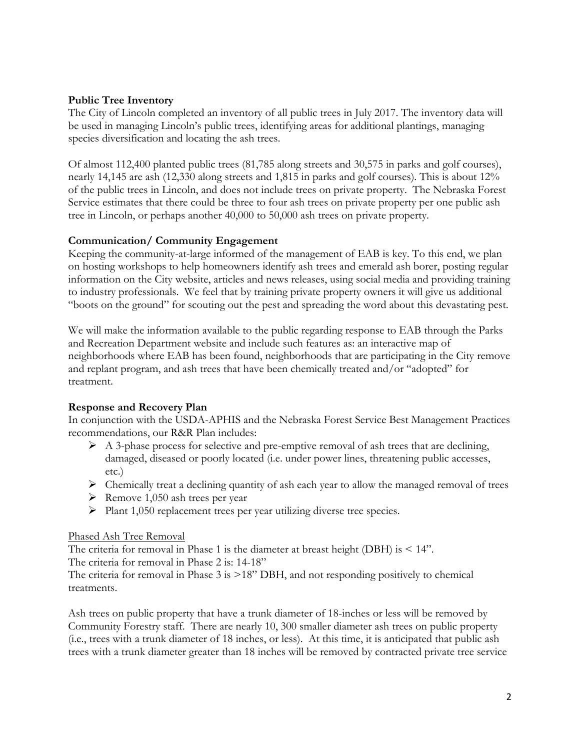**Public Tree Inventory**

The City of Lincoln completed an inventory of all public trees in July 2017. The inventory data will be used in managing Lincoln's public trees, identifying areas for additional plantings, managing species diversification and locating the ash trees.

Of almost 112,400 planted public trees (81,785 along streets and 30,575 in parks and golf courses), nearly 14,145 are ash (12,330 along streets and 1,815 in parks and golf courses). This is about 12% of the public trees in Lincoln, and does not include trees on private property. The Nebraska Forest Service estimates that there could be three to four ash trees on private property per one public ash tree in Lincoln, or perhaps another 40,000 to 50,000 ash trees on private property.

**Communication/ Community Engagement**

Keeping the community-at-large informed of the management of EAB is key. To this end, we plan on hosting workshops to help homeowners identify ash trees and emerald ash borer, posting regular information on the City website, articles and news releases, using social media and providing training to industry professionals. We feel that by training private property owners it will give us additional "boots on the ground" for scouting out the pest and spreading the word about this devastating pest.

We will make the information available to the public regarding response to EAB through the Parks and Recreation Department website and include such features as: an interactive map of neighborhoods where EAB has been found, neighborhoods that are participating in the City remove and replant program, and ash trees that have been chemically treated and/or "adopted" for treatment.

**Response and Recovery Plan**

In conjunction with the USDA-APHIS and the Nebraska Forest Service Best Management Practices recommendations, our R&R Plan includes:

- A 3-phase process for selective and pre-emptive removal of ash trees that are declining, damaged, diseased or poorly located (i.e. under power lines, threatening public accesses, etc.)
- Chemically treat a declining quantity of ash each year to allow the managed removal of trees
- Remove 1,050 ash trees per year
- Plant 1,050 replacement trees per year utilizing diverse tree species.

Phased Ash Tree Removal

The criteria for removal in Phase 1 is the diameter at breast height (DBH) is < 14".
The criteria for removal in Phase 2 is: 14-18"
The criteria for removal in Phase 3 is >18" DBH, and not responding positively to chemical treatments.

Ash trees on public property that have a trunk diameter of 18-inches or less will be removed by Community Forestry staff. There are nearly 10, 300 smaller diameter ash trees on public property (i.e., trees with a trunk diameter of 18 inches, or less). At this time, it is anticipated that public ash trees with a trunk diameter greater than 18 inches will be removed by contracted private tree service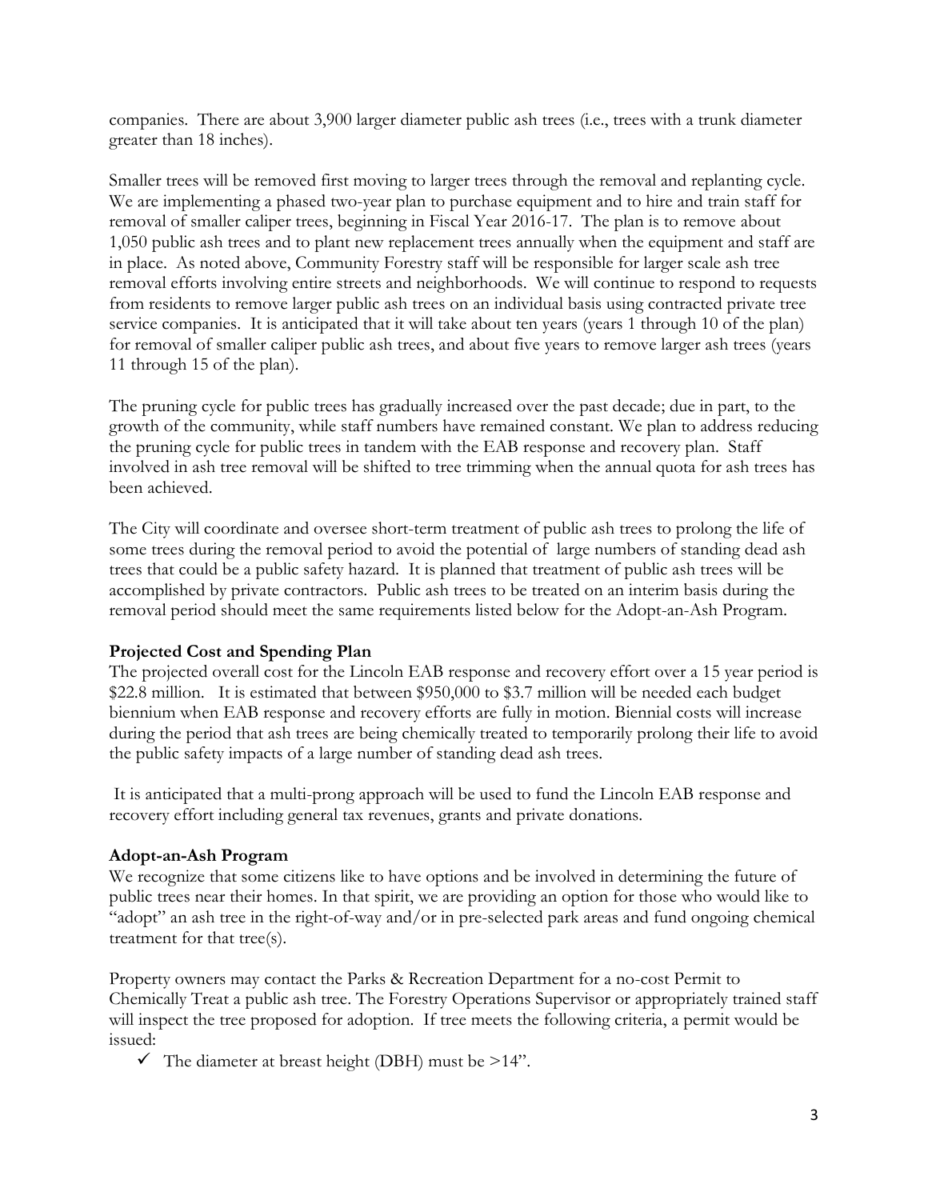companies. There are about 3,900 larger diameter public ash trees (i.e., trees with a trunk diameter greater than 18 inches).

Smaller trees will be removed first moving to larger trees through the removal and replanting cycle. We are implementing a phased two-year plan to purchase equipment and to hire and train staff for removal of smaller caliper trees, beginning in Fiscal Year 2016-17. The plan is to remove about 1,050 public ash trees and to plant new replacement trees annually when the equipment and staff are in place. As noted above, Community Forestry staff will be responsible for larger scale ash tree removal efforts involving entire streets and neighborhoods. We will continue to respond to requests from residents to remove larger public ash trees on an individual basis using contracted private tree service companies. It is anticipated that it will take about ten years (years 1 through 10 of the plan) for removal of smaller caliper public ash trees, and about five years to remove larger ash trees (years 11 through 15 of the plan).

The pruning cycle for public trees has gradually increased over the past decade; due in part, to the growth of the community, while staff numbers have remained constant. We plan to address reducing the pruning cycle for public trees in tandem with the EAB response and recovery plan. Staff involved in ash tree removal will be shifted to tree trimming when the annual quota for ash trees has been achieved.

The City will coordinate and oversee short-term treatment of public ash trees to prolong the life of some trees during the removal period to avoid the potential of large numbers of standing dead ash trees that could be a public safety hazard. It is planned that treatment of public ash trees will be accomplished by private contractors. Public ash trees to be treated on an interim basis during the removal period should meet the same requirements listed below for the Adopt-an-Ash Program.

**Projected Cost and Spending Plan**

The projected overall cost for the Lincoln EAB response and recovery effort over a 15 year period is $22.8 million. It is estimated that between $950,000 to $3.7 million will be needed each budget biennium when EAB response and recovery efforts are fully in motion. Biennial costs will increase during the period that ash trees are being chemically treated to temporarily prolong their life to avoid the public safety impacts of a large number of standing dead ash trees.

It is anticipated that a multi-prong approach will be used to fund the Lincoln EAB response and recovery effort including general tax revenues, grants and private donations.

**Adopt-an-Ash Program**

We recognize that some citizens like to have options and be involved in determining the future of public trees near their homes. In that spirit, we are providing an option for those who would like to "adopt" an ash tree in the right-of-way and/or in pre-selected park areas and fund ongoing chemical treatment for that tree(s).

Property owners may contact the Parks & Recreation Department for a no-cost Permit to Chemically Treat a public ash tree. The Forestry Operations Supervisor or appropriately trained staff will inspect the tree proposed for adoption. If tree meets the following criteria, a permit would be issued:

- ✓ The diameter at breast height (DBH) must be >14".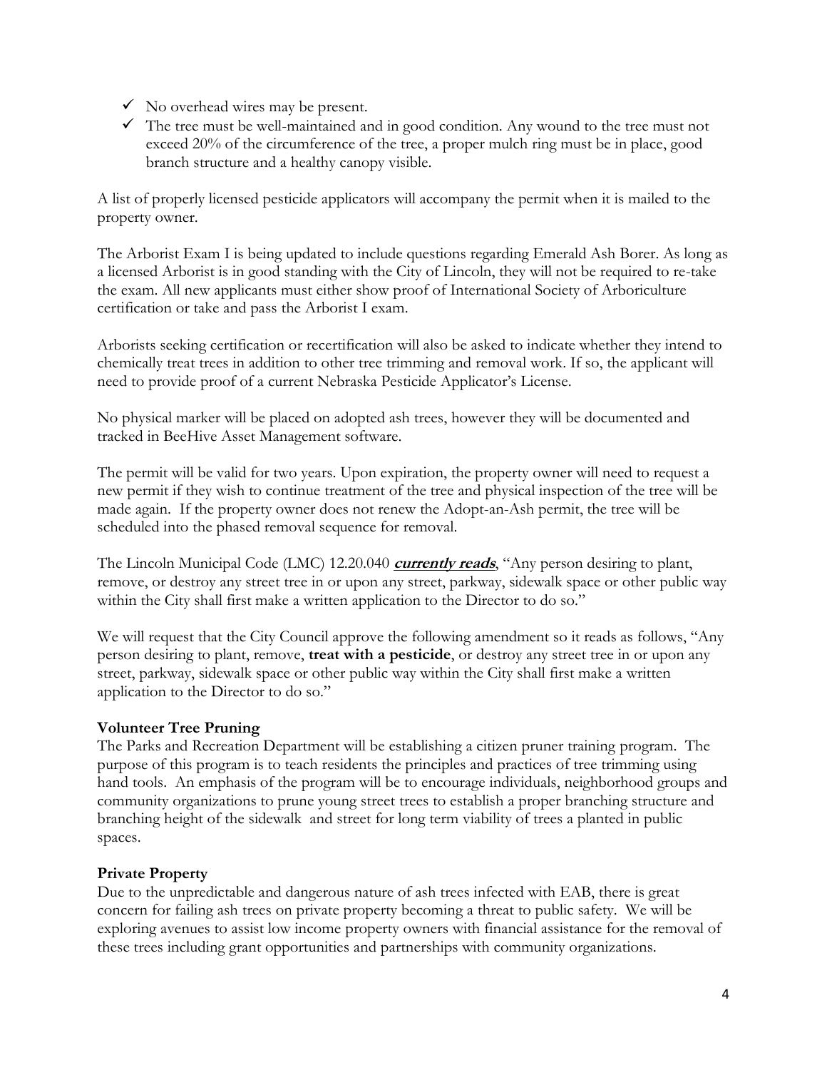- ✓ No overhead wires may be present.
- ✓ The tree must be well-maintained and in good condition. Any wound to the tree must not exceed 20% of the circumference of the tree, a proper mulch ring must be in place, good branch structure and a healthy canopy visible.

A list of properly licensed pesticide applicators will accompany the permit when it is mailed to the property owner.

The Arborist Exam I is being updated to include questions regarding Emerald Ash Borer. As long as a licensed Arborist is in good standing with the City of Lincoln, they will not be required to re-take the exam. All new applicants must either show proof of International Society of Arboriculture certification or take and pass the Arborist I exam.

Arborists seeking certification or recertification will also be asked to indicate whether they intend to chemically treat trees in addition to other tree trimming and removal work. If so, the applicant will need to provide proof of a current Nebraska Pesticide Applicator's License.

No physical marker will be placed on adopted ash trees, however they will be documented and tracked in BeeHive Asset Management software.

The permit will be valid for two years. Upon expiration, the property owner will need to request a new permit if they wish to continue treatment of the tree and physical inspection of the tree will be made again. If the property owner does not renew the Adopt-an-Ash permit, the tree will be scheduled into the phased removal sequence for removal.

The Lincoln Municipal Code (LMC) 12.20.040 ***currently reads***, "Any person desiring to plant, remove, or destroy any street tree in or upon any street, parkway, sidewalk space or other public way within the City shall first make a written application to the Director to do so."

We will request that the City Council approve the following amendment so it reads as follows, "Any person desiring to plant, remove, **treat with a pesticide**, or destroy any street tree in or upon any street, parkway, sidewalk space or other public way within the City shall first make a written application to the Director to do so."

**Volunteer Tree Pruning**

The Parks and Recreation Department will be establishing a citizen pruner training program. The purpose of this program is to teach residents the principles and practices of tree trimming using hand tools. An emphasis of the program will be to encourage individuals, neighborhood groups and community organizations to prune young street trees to establish a proper branching structure and branching height of the sidewalk and street for long term viability of trees a planted in public spaces.

**Private Property**

Due to the unpredictable and dangerous nature of ash trees infected with EAB, there is great concern for failing ash trees on private property becoming a threat to public safety. We will be exploring avenues to assist low income property owners with financial assistance for the removal of these trees including grant opportunities and partnerships with community organizations.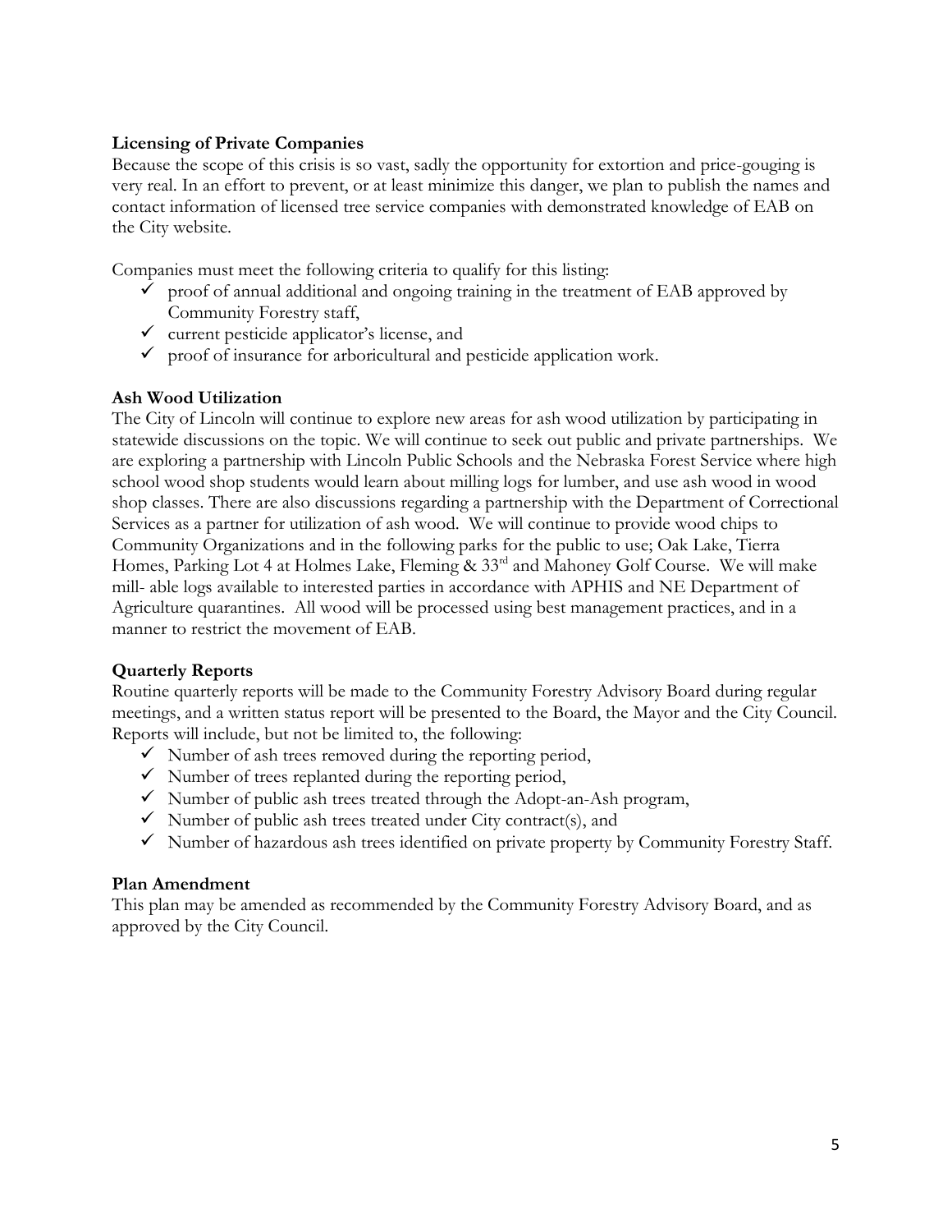**Licensing of Private Companies**

Because the scope of this crisis is so vast, sadly the opportunity for extortion and price-gouging is very real. In an effort to prevent, or at least minimize this danger, we plan to publish the names and contact information of licensed tree service companies with demonstrated knowledge of EAB on the City website.

Companies must meet the following criteria to qualify for this listing:

- ✓ proof of annual additional and ongoing training in the treatment of EAB approved by Community Forestry staff,
- ✓ current pesticide applicator's license, and
- ✓ proof of insurance for arboricultural and pesticide application work.

**Ash Wood Utilization**

The City of Lincoln will continue to explore new areas for ash wood utilization by participating in statewide discussions on the topic. We will continue to seek out public and private partnerships. We are exploring a partnership with Lincoln Public Schools and the Nebraska Forest Service where high school wood shop students would learn about milling logs for lumber, and use ash wood in wood shop classes. There are also discussions regarding a partnership with the Department of Correctional Services as a partner for utilization of ash wood. We will continue to provide wood chips to Community Organizations and in the following parks for the public to use; Oak Lake, Tierra Homes, Parking Lot 4 at Holmes Lake, Fleming & 33rd and Mahoney Golf Course. We will make mill- able logs available to interested parties in accordance with APHIS and NE Department of Agriculture quarantines. All wood will be processed using best management practices, and in a manner to restrict the movement of EAB.

**Quarterly Reports**

Routine quarterly reports will be made to the Community Forestry Advisory Board during regular meetings, and a written status report will be presented to the Board, the Mayor and the City Council. Reports will include, but not be limited to, the following:

- ✓ Number of ash trees removed during the reporting period,
- ✓ Number of trees replanted during the reporting period,
- ✓ Number of public ash trees treated through the Adopt-an-Ash program,
- ✓ Number of public ash trees treated under City contract(s), and
- ✓ Number of hazardous ash trees identified on private property by Community Forestry Staff.

**Plan Amendment**

This plan may be amended as recommended by the Community Forestry Advisory Board, and as approved by the City Council.